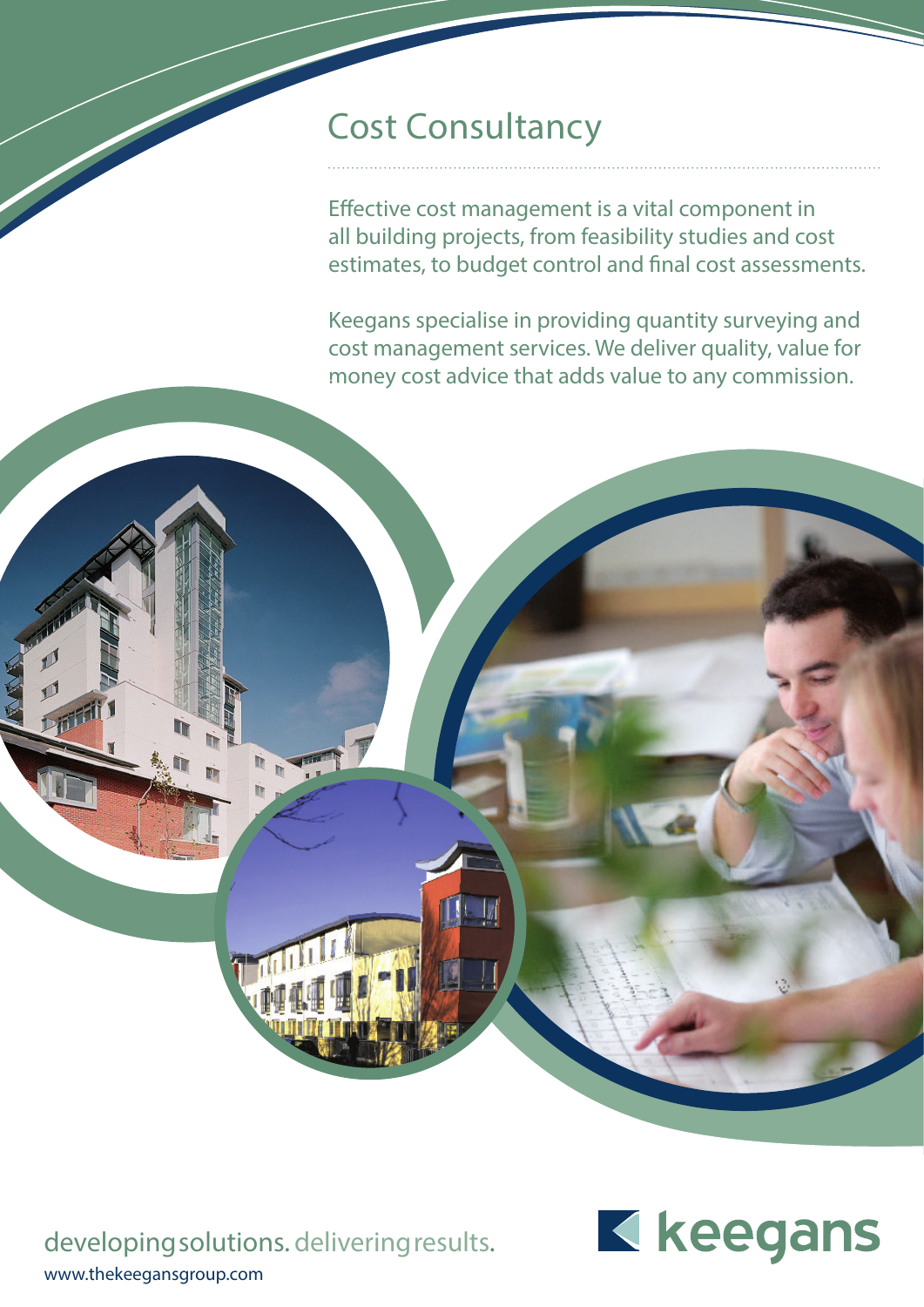# Cost Consultancy

Effective cost management is a vital component in all building projects, from feasibility studies and cost estimates, to budget control and final cost assessments.

Keegans specialise in providing quantity surveying and cost management services. We deliver quality, value for money cost advice that adds value to any commission.

developing solutions. delivering results.

www.thekeegansgroup.com

keegans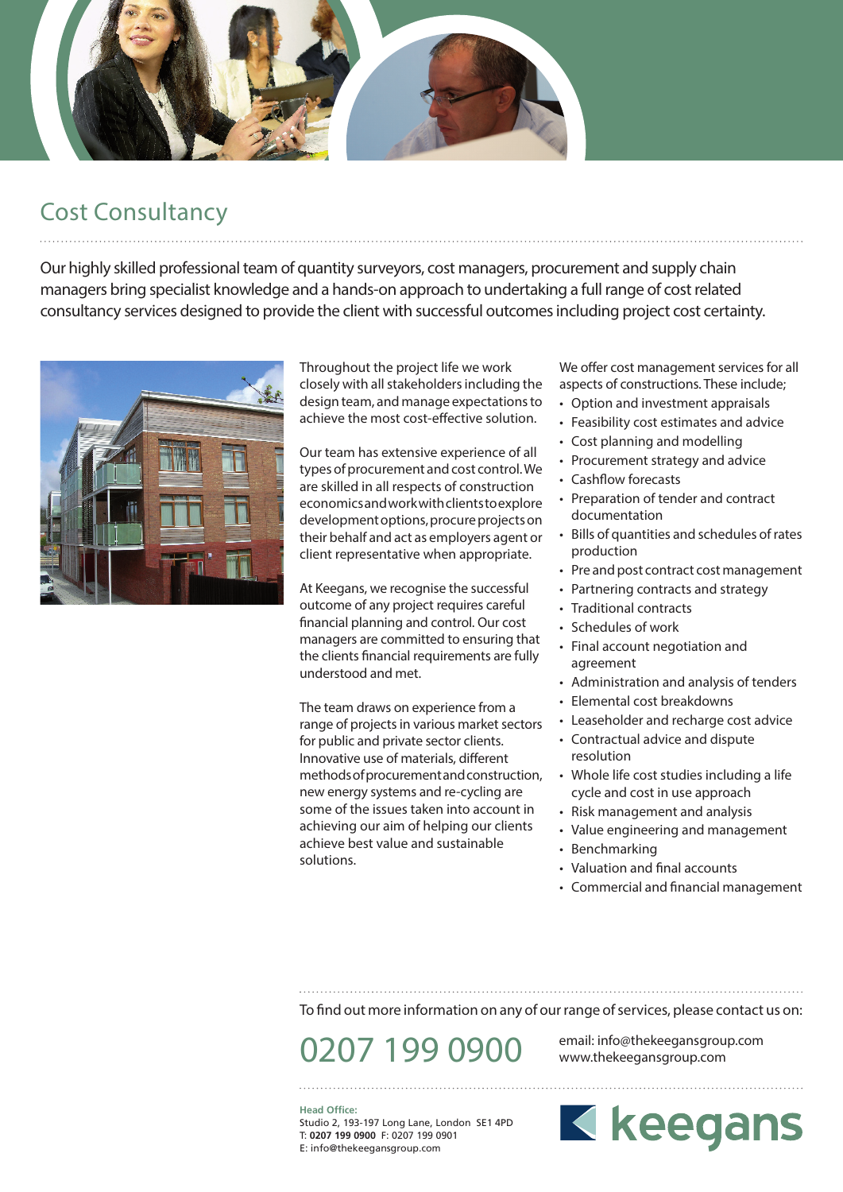# Cost Consultancy

Our highly skilled professional team of quantity surveyors, cost managers, procurement and supply chain managers bring specialist knowledge and a hands-on approach to undertaking a full range of cost related consultancy services designed to provide the client with successful outcomes including project cost certainty.

Throughout the project life we work closely with all stakeholders including the design team, and manage expectations to achieve the most cost-effective solution.

Our team has extensive experience of all types of procurement and cost control. We are skilled in all respects of construction economics and work with clients to explore development options, procure projects on their behalf and act as employers agent or client representative when appropriate.

At Keegans, we recognise the successful outcome of any project requires careful financial planning and control. Our cost managers are committed to ensuring that the clients financial requirements are fully understood and met.

The team draws on experience from a range of projects in various market sectors for public and private sector clients. Innovative use of materials, different methods of procurement and construction, new energy systems and re-cycling are some of the issues taken into account in achieving our aim of helping our clients achieve best value and sustainable solutions.

We offer cost management services for all aspects of constructions. These include;

- Option and investment appraisals
- Feasibility cost estimates and advice
- Cost planning and modelling
- Procurement strategy and advice
- Cashflow forecasts
- Preparation of tender and contract documentation
- Bills of quantities and schedules of rates production
- Pre and post contract cost management
- Partnering contracts and strategy
- Traditional contracts
- Schedules of work
- Final account negotiation and agreement
- Administration and analysis of tenders
- Elemental cost breakdowns
- Leaseholder and recharge cost advice
- Contractual advice and dispute resolution
- Whole life cost studies including a life cycle and cost in use approach
- Risk management and analysis
- Value engineering and management
- Benchmarking
- Valuation and final accounts
- Commercial and financial management

To find out more information on any of our range of services, please contact us on:

## 0207 199 0900

email: info@thekeegansgroup.com
www.thekeegansgroup.com

**Head Office:**
Studio 2, 193-197 Long Lane, London SE1 4PD
T: **0207 199 0900** F: 0207 199 0901
E: info@thekeegansgroup.com

keegans